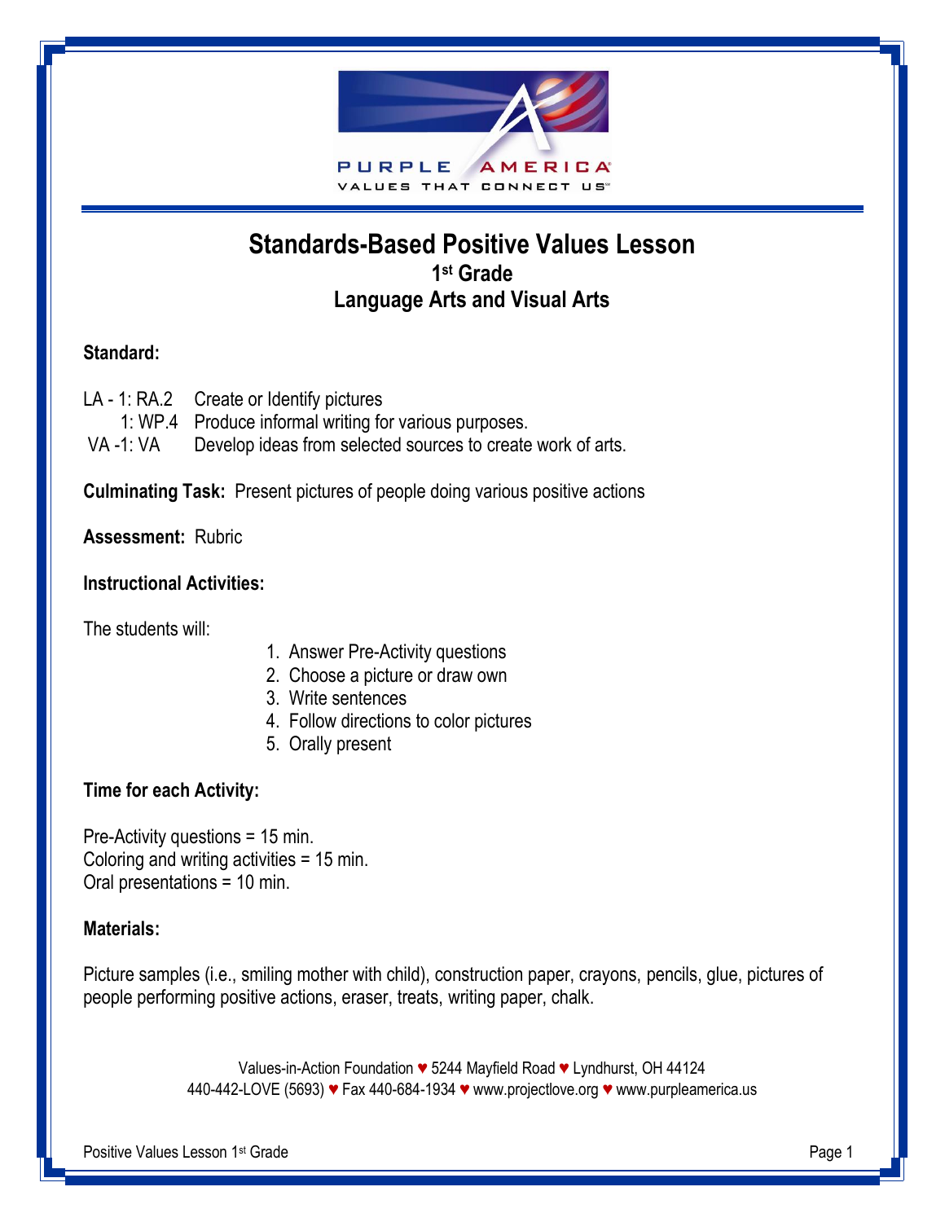PURPLE AMERICA
VALUES THAT CONNECT US

# Standards-Based Positive Values Lesson

## 1st Grade

## Language Arts and Visual Arts

**Standard:**

LA - 1: RA.2 Create or Identify pictures
1: WP.4 Produce informal writing for various purposes.
VA -1: VA Develop ideas from selected sources to create work of arts.

**Culminating Task:** Present pictures of people doing various positive actions

**Assessment:** Rubric

**Instructional Activities:**

The students will:

1. Answer Pre-Activity questions
2. Choose a picture or draw own
3. Write sentences
4. Follow directions to color pictures
5. Orally present

**Time for each Activity:**

Pre-Activity questions = 15 min.
Coloring and writing activities = 15 min.
Oral presentations = 10 min.

**Materials:**

Picture samples (i.e., smiling mother with child), construction paper, crayons, pencils, glue, pictures of people performing positive actions, eraser, treats, writing paper, chalk.

Values-in-Action Foundation ♥ 5244 Mayfield Road ♥ Lyndhurst, OH 44124
440-442-LOVE (5693) ♥ Fax 440-684-1934 ♥ www.projectlove.org ♥ www.purpleamerica.us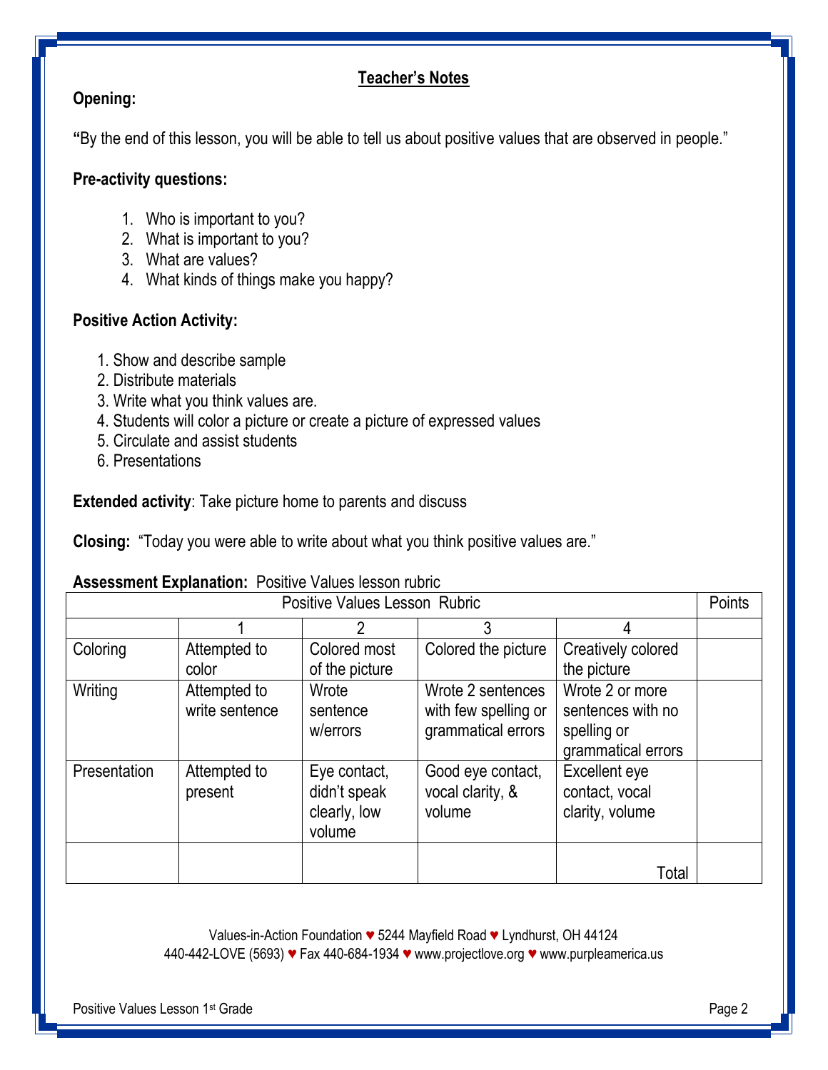## Teacher's Notes

**Opening:**

**"**By the end of this lesson, you will be able to tell us about positive values that are observed in people."

**Pre-activity questions:**

1. Who is important to you?
2. What is important to you?
3. What are values?
4. What kinds of things make you happy?

**Positive Action Activity:**

1. Show and describe sample
2. Distribute materials
3. Write what you think values are.
4. Students will color a picture or create a picture of expressed values
5. Circulate and assist students
6. Presentations

**Extended activity**: Take picture home to parents and discuss

**Closing:** "Today you were able to write about what you think positive values are."

**Assessment Explanation:** Positive Values lesson rubric

| Positive Values Lesson Rubric | | | | | Points |
|---|---|---|---|---|---|
| | 1 | 2 | 3 | 4 | |
| Coloring | Attempted to color | Colored most of the picture | Colored the picture | Creatively colored the picture | |
| Writing | Attempted to write sentence | Wrote sentence w/errors | Wrote 2 sentences with few spelling or grammatical errors | Wrote 2 or more sentences with no spelling or grammatical errors | |
| Presentation | Attempted to present | Eye contact, didn't speak clearly, low volume | Good eye contact, vocal clarity, & volume | Excellent eye contact, vocal clarity, volume | |
| | | | | Total | |

Values-in-Action Foundation ♥ 5244 Mayfield Road ♥ Lyndhurst, OH 44124
440-442-LOVE (5693) ♥ Fax 440-684-1934 ♥ www.projectlove.org ♥ www.purpleamerica.us